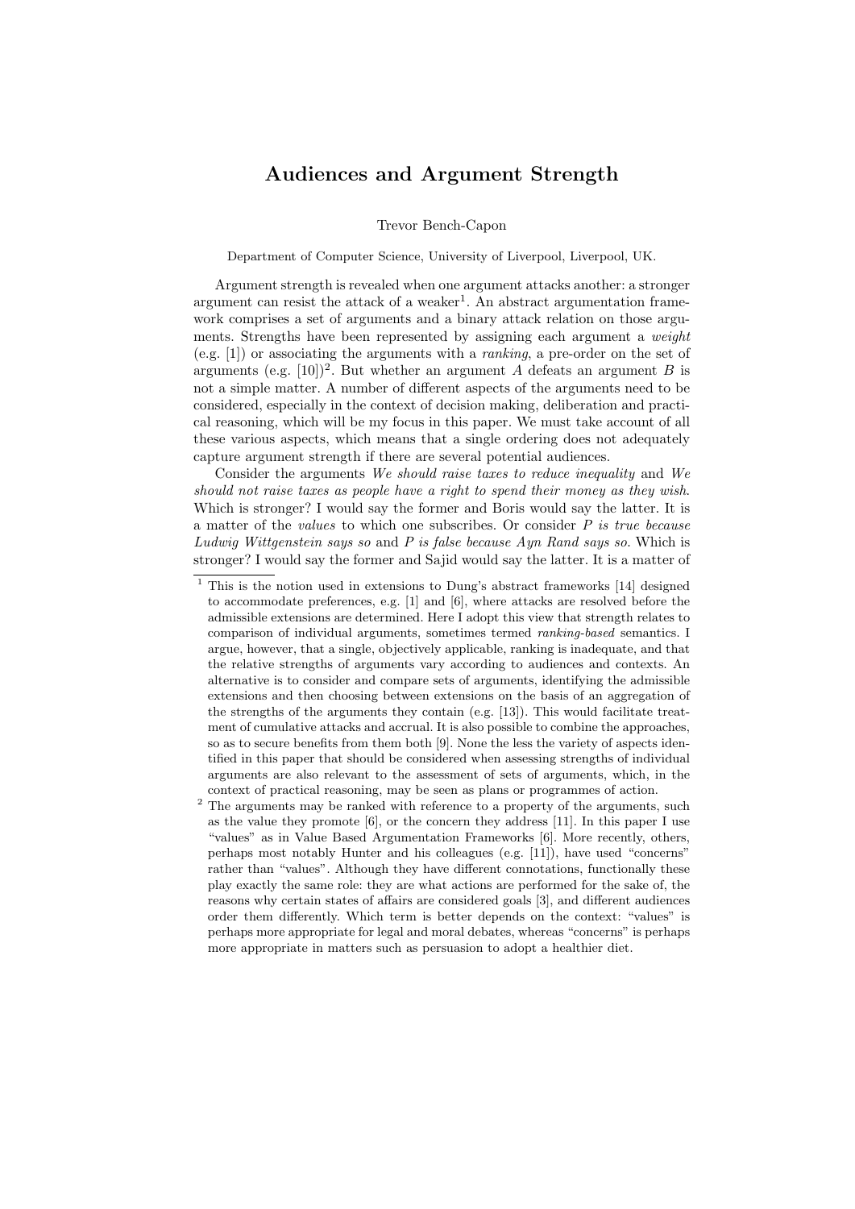# Audiences and Argument Strength

Trevor Bench-Capon

Department of Computer Science, University of Liverpool, Liverpool, UK.

Argument strength is revealed when one argument attacks another: a stronger argument can resist the attack of a weaker[1]. An abstract argumentation framework comprises a set of arguments and a binary attack relation on those arguments. Strengths have been represented by assigning each argument a *weight* (e.g. [1]) or associating the arguments with a *ranking*, a pre-order on the set of arguments (e.g. [10])[2]. But whether an argument $A$ defeats an argument $B$ is not a simple matter. A number of different aspects of the arguments need to be considered, especially in the context of decision making, deliberation and practical reasoning, which will be my focus in this paper. We must take account of all these various aspects, which means that a single ordering does not adequately capture argument strength if there are several potential audiences.

Consider the arguments *We should raise taxes to reduce inequality* and *We should not raise taxes as people have a right to spend their money as they wish*. Which is stronger? I would say the former and Boris would say the latter. It is a matter of the *values* to which one subscribes. Or consider *P is true because Ludwig Wittgenstein says so* and *P is false because Ayn Rand says so*. Which is stronger? I would say the former and Sajid would say the latter. It is a matter of

---

[1] This is the notion used in extensions to Dung's abstract frameworks [14] designed to accommodate preferences, e.g. [1] and [6], where attacks are resolved before the admissible extensions are determined. Here I adopt this view that strength relates to comparison of individual arguments, sometimes termed *ranking-based* semantics. I argue, however, that a single, objectively applicable, ranking is inadequate, and that the relative strengths of arguments vary according to audiences and contexts. An alternative is to consider and compare sets of arguments, identifying the admissible extensions and then choosing between extensions on the basis of an aggregation of the strengths of the arguments they contain (e.g. [13]). This would facilitate treatment of cumulative attacks and accrual. It is also possible to combine the approaches, so as to secure benefits from them both [9]. None the less the variety of aspects identified in this paper that should be considered when assessing strengths of individual arguments are also relevant to the assessment of sets of arguments, which, in the context of practical reasoning, may be seen as plans or programmes of action.

[2] The arguments may be ranked with reference to a property of the arguments, such as the value they promote [6], or the concern they address [11]. In this paper I use "values" as in Value Based Argumentation Frameworks [6]. More recently, others, perhaps most notably Hunter and his colleagues (e.g. [11]), have used "concerns" rather than "values". Although they have different connotations, functionally these play exactly the same role: they are what actions are performed for the sake of, the reasons why certain states of affairs are considered goals [3], and different audiences order them differently. Which term is better depends on the context: "values" is perhaps more appropriate for legal and moral debates, whereas "concerns" is perhaps more appropriate in matters such as persuasion to adopt a healthier diet.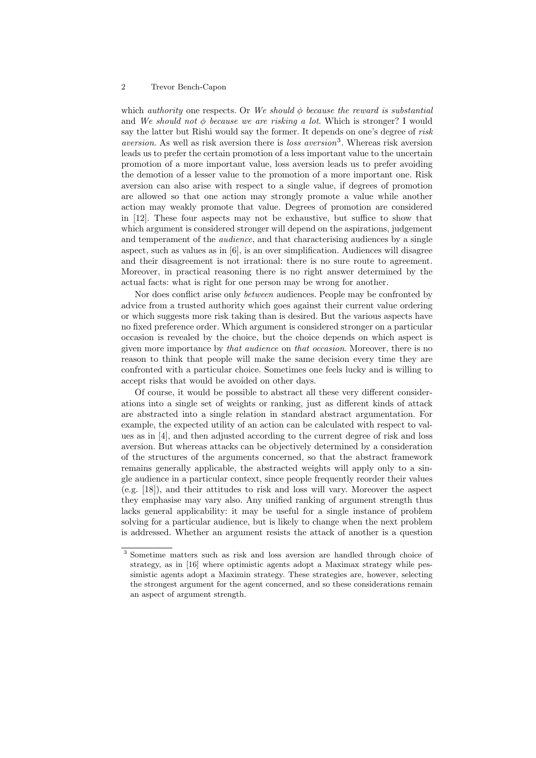which *authority* one respects. Or *We should* $\phi$ *because the reward is substantial* and *We should not* $\phi$ *because we are risking a lot*. Which is stronger? I would say the latter but Rishi would say the former. It depends on one's degree of *risk aversion*. As well as risk aversion there is *loss aversion*[3]. Whereas risk aversion leads us to prefer the certain promotion of a less important value to the uncertain promotion of a more important value, loss aversion leads us to prefer avoiding the demotion of a lesser value to the promotion of a more important one. Risk aversion can also arise with respect to a single value, if degrees of promotion are allowed so that one action may strongly promote a value while another action may weakly promote that value. Degrees of promotion are considered in [12]. These four aspects may not be exhaustive, but suffice to show that which argument is considered stronger will depend on the aspirations, judgement and temperament of the *audience*, and that characterising audiences by a single aspect, such as values as in [6], is an over simplification. Audiences will disagree and their disagreement is not irrational: there is no sure route to agreement. Moreover, in practical reasoning there is no right answer determined by the actual facts: what is right for one person may be wrong for another.

Nor does conflict arise only *between* audiences. People may be confronted by advice from a trusted authority which goes against their current value ordering or which suggests more risk taking than is desired. But the various aspects have no fixed preference order. Which argument is considered stronger on a particular occasion is revealed by the choice, but the choice depends on which aspect is given more importance by *that audience* on *that occasion*. Moreover, there is no reason to think that people will make the same decision every time they are confronted with a particular choice. Sometimes one feels lucky and is willing to accept risks that would be avoided on other days.

Of course, it would be possible to abstract all these very different considerations into a single set of weights or ranking, just as different kinds of attack are abstracted into a single relation in standard abstract argumentation. For example, the expected utility of an action can be calculated with respect to values as in [4], and then adjusted according to the current degree of risk and loss aversion. But whereas attacks can be objectively determined by a consideration of the structures of the arguments concerned, so that the abstract framework remains generally applicable, the abstracted weights will apply only to a single audience in a particular context, since people frequently reorder their values (e.g. [18]), and their attitudes to risk and loss will vary. Moreover the aspect they emphasise may vary also. Any unified ranking of argument strength thus lacks general applicability: it may be useful for a single instance of problem solving for a particular audience, but is likely to change when the next problem is addressed. Whether an argument resists the attack of another is a question

[3] Sometime matters such as risk and loss aversion are handled through choice of strategy, as in [16] where optimistic agents adopt a Maximax strategy while pessimistic agents adopt a Maximin strategy. These strategies are, however, selecting the strongest argument for the agent concerned, and so these considerations remain an aspect of argument strength.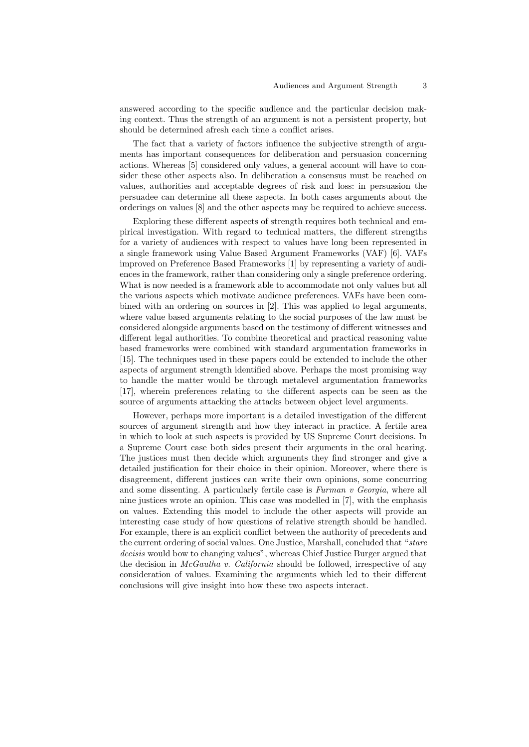answered according to the specific audience and the particular decision making context. Thus the strength of an argument is not a persistent property, but should be determined afresh each time a conflict arises.

The fact that a variety of factors influence the subjective strength of arguments has important consequences for deliberation and persuasion concerning actions. Whereas [5] considered only values, a general account will have to consider these other aspects also. In deliberation a consensus must be reached on values, authorities and acceptable degrees of risk and loss: in persuasion the persuadee can determine all these aspects. In both cases arguments about the orderings on values [8] and the other aspects may be required to achieve success.

Exploring these different aspects of strength requires both technical and empirical investigation. With regard to technical matters, the different strengths for a variety of audiences with respect to values have long been represented in a single framework using Value Based Argument Frameworks (VAF) [6]. VAFs improved on Preference Based Frameworks [1] by representing a variety of audiences in the framework, rather than considering only a single preference ordering. What is now needed is a framework able to accommodate not only values but all the various aspects which motivate audience preferences. VAFs have been combined with an ordering on sources in [2]. This was applied to legal arguments, where value based arguments relating to the social purposes of the law must be considered alongside arguments based on the testimony of different witnesses and different legal authorities. To combine theoretical and practical reasoning value based frameworks were combined with standard argumentation frameworks in [15]. The techniques used in these papers could be extended to include the other aspects of argument strength identified above. Perhaps the most promising way to handle the matter would be through metalevel argumentation frameworks [17], wherein preferences relating to the different aspects can be seen as the source of arguments attacking the attacks between object level arguments.

However, perhaps more important is a detailed investigation of the different sources of argument strength and how they interact in practice. A fertile area in which to look at such aspects is provided by US Supreme Court decisions. In a Supreme Court case both sides present their arguments in the oral hearing. The justices must then decide which arguments they find stronger and give a detailed justification for their choice in their opinion. Moreover, where there is disagreement, different justices can write their own opinions, some concurring and some dissenting. A particularly fertile case is *Furman v Georgia*, where all nine justices wrote an opinion. This case was modelled in [7], with the emphasis on values. Extending this model to include the other aspects will provide an interesting case study of how questions of relative strength should be handled. For example, there is an explicit conflict between the authority of precedents and the current ordering of social values. One Justice, Marshall, concluded that "*stare decisis* would bow to changing values", whereas Chief Justice Burger argued that the decision in *McGautha v. California* should be followed, irrespective of any consideration of values. Examining the arguments which led to their different conclusions will give insight into how these two aspects interact.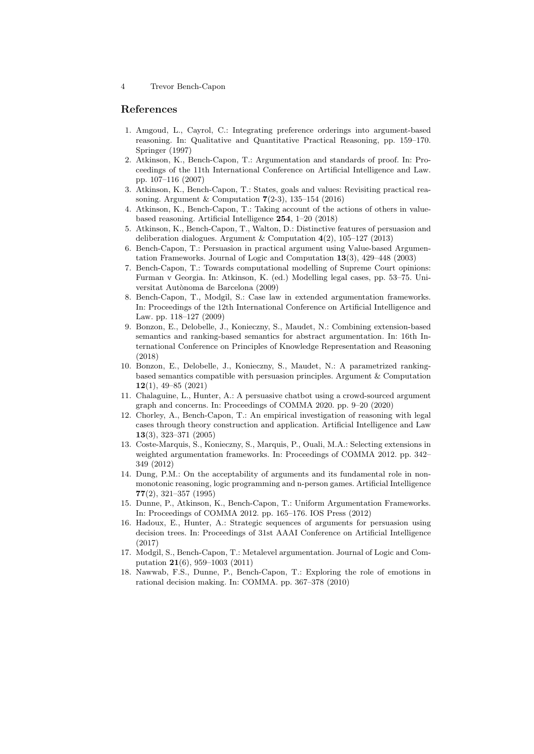## References

1. Amgoud, L., Cayrol, C.: Integrating preference orderings into argument-based reasoning. In: Qualitative and Quantitative Practical Reasoning, pp. 159–170. Springer (1997)
2. Atkinson, K., Bench-Capon, T.: Argumentation and standards of proof. In: Proceedings of the 11th International Conference on Artificial Intelligence and Law. pp. 107–116 (2007)
3. Atkinson, K., Bench-Capon, T.: States, goals and values: Revisiting practical reasoning. Argument & Computation **7**(2-3), 135–154 (2016)
4. Atkinson, K., Bench-Capon, T.: Taking account of the actions of others in value-based reasoning. Artificial Intelligence **254**, 1–20 (2018)
5. Atkinson, K., Bench-Capon, T., Walton, D.: Distinctive features of persuasion and deliberation dialogues. Argument & Computation **4**(2), 105–127 (2013)
6. Bench-Capon, T.: Persuasion in practical argument using Value-based Argumentation Frameworks. Journal of Logic and Computation **13**(3), 429–448 (2003)
7. Bench-Capon, T.: Towards computational modelling of Supreme Court opinions: Furman v Georgia. In: Atkinson, K. (ed.) Modelling legal cases, pp. 53–75. Universitat Autònoma de Barcelona (2009)
8. Bench-Capon, T., Modgil, S.: Case law in extended argumentation frameworks. In: Proceedings of the 12th International Conference on Artificial Intelligence and Law. pp. 118–127 (2009)
9. Bonzon, E., Delobelle, J., Konieczny, S., Maudet, N.: Combining extension-based semantics and ranking-based semantics for abstract argumentation. In: 16th International Conference on Principles of Knowledge Representation and Reasoning (2018)
10. Bonzon, E., Delobelle, J., Konieczny, S., Maudet, N.: A parametrized ranking-based semantics compatible with persuasion principles. Argument & Computation **12**(1), 49–85 (2021)
11. Chalaguine, L., Hunter, A.: A persuasive chatbot using a crowd-sourced argument graph and concerns. In: Proceedings of COMMA 2020. pp. 9–20 (2020)
12. Chorley, A., Bench-Capon, T.: An empirical investigation of reasoning with legal cases through theory construction and application. Artificial Intelligence and Law **13**(3), 323–371 (2005)
13. Coste-Marquis, S., Konieczny, S., Marquis, P., Ouali, M.A.: Selecting extensions in weighted argumentation frameworks. In: Proceedings of COMMA 2012. pp. 342–349 (2012)
14. Dung, P.M.: On the acceptability of arguments and its fundamental role in non-monotonic reasoning, logic programming and n-person games. Artificial Intelligence **77**(2), 321–357 (1995)
15. Dunne, P., Atkinson, K., Bench-Capon, T.: Uniform Argumentation Frameworks. In: Proceedings of COMMA 2012. pp. 165–176. IOS Press (2012)
16. Hadoux, E., Hunter, A.: Strategic sequences of arguments for persuasion using decision trees. In: Proceedings of 31st AAAI Conference on Artificial Intelligence (2017)
17. Modgil, S., Bench-Capon, T.: Metalevel argumentation. Journal of Logic and Computation **21**(6), 959–1003 (2011)
18. Nawwab, F.S., Dunne, P., Bench-Capon, T.: Exploring the role of emotions in rational decision making. In: COMMA. pp. 367–378 (2010)